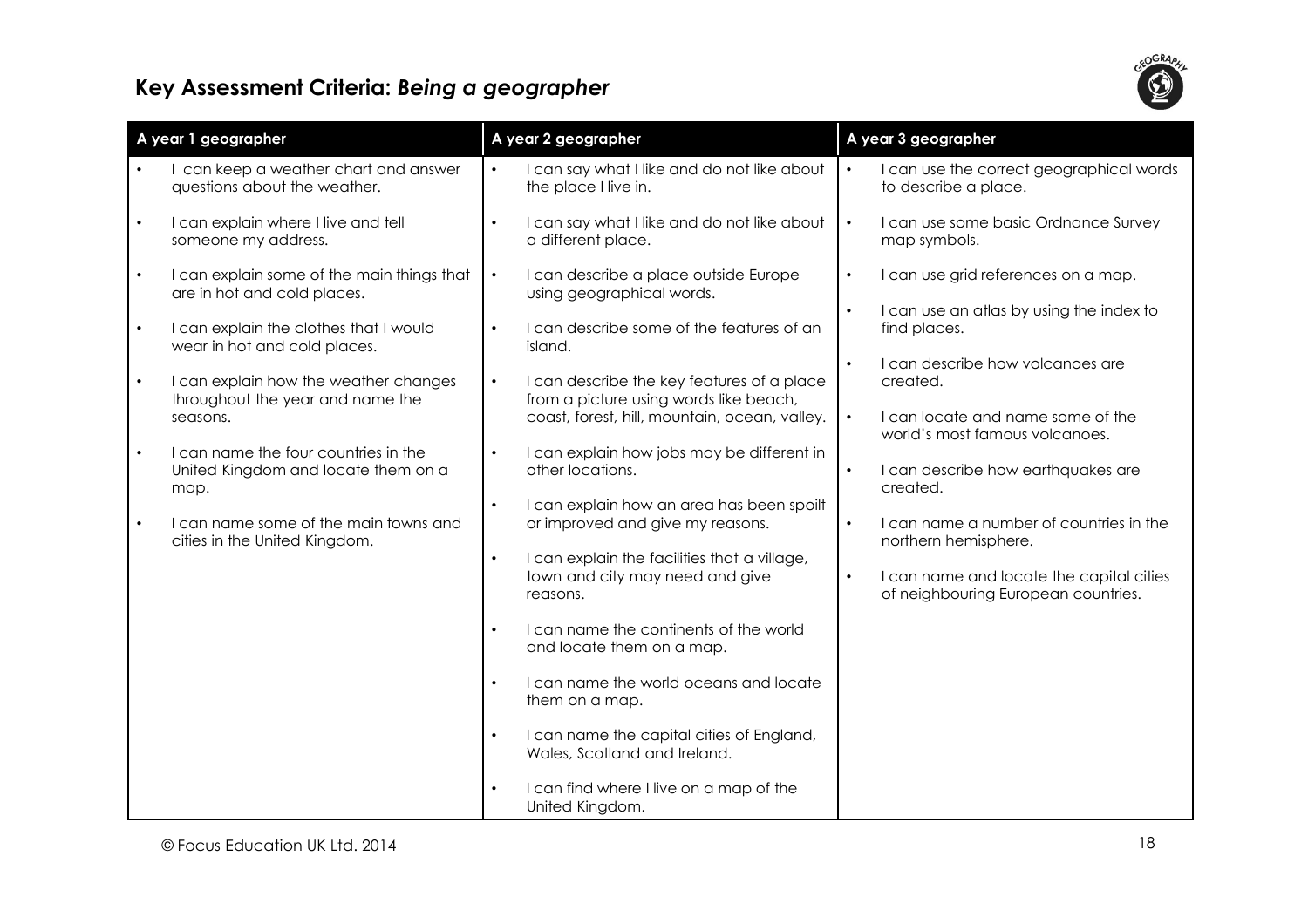# Key Assessment Criteria: *Being a geographer*

| A year 1 geographer | A year 2 geographer | A year 3 geographer |
| --- | --- | --- |
| • I can keep a weather chart and answer questions about the weather.<br>• I can explain where I live and tell someone my address.<br>• I can explain some of the main things that are in hot and cold places.<br>• I can explain the clothes that I would wear in hot and cold places.<br>• I can explain how the weather changes throughout the year and name the seasons.<br>• I can name the four countries in the United Kingdom and locate them on a map.<br>• I can name some of the main towns and cities in the United Kingdom. | • I can say what I like and do not like about the place I live in.<br>• I can say what I like and do not like about a different place.<br>• I can describe a place outside Europe using geographical words.<br>• I can describe some of the features of an island.<br>• I can describe the key features of a place from a picture using words like beach, coast, forest, hill, mountain, ocean, valley.<br>• I can explain how jobs may be different in other locations.<br>• I can explain how an area has been spoilt or improved and give my reasons.<br>• I can explain the facilities that a village, town and city may need and give reasons.<br>• I can name the continents of the world and locate them on a map.<br>• I can name the world oceans and locate them on a map.<br>• I can name the capital cities of England, Wales, Scotland and Ireland.<br>• I can find where I live on a map of the United Kingdom. | • I can use the correct geographical words to describe a place.<br>• I can use some basic Ordnance Survey map symbols.<br>• I can use grid references on a map.<br>• I can use an atlas by using the index to find places.<br>• I can describe how volcanoes are created.<br>• I can locate and name some of the world's most famous volcanoes.<br>• I can describe how earthquakes are created.<br>• I can name a number of countries in the northern hemisphere.<br>• I can name and locate the capital cities of neighbouring European countries. |

© Focus Education UK Ltd. 2014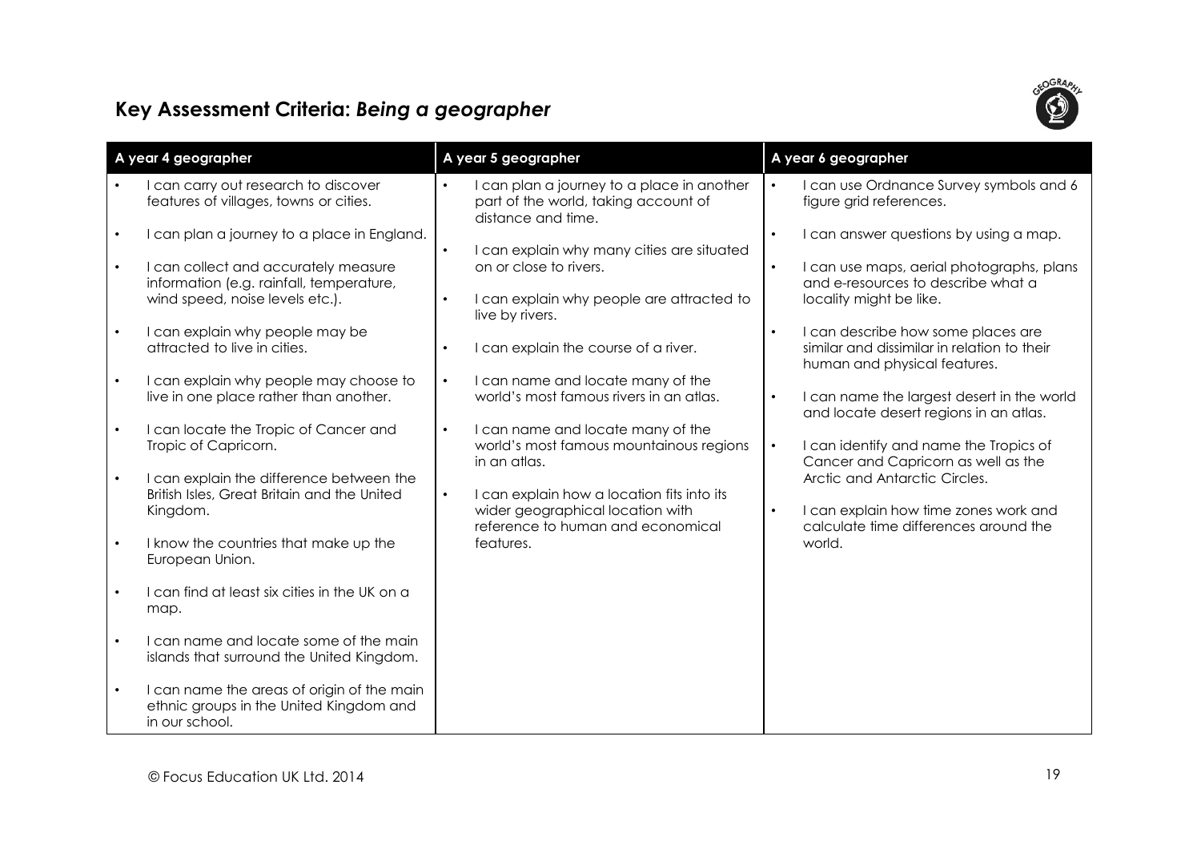# Key Assessment Criteria: *Being a geographer*

| A year 4 geographer | A year 5 geographer | A year 6 geographer |
| --- | --- | --- |
| • I can carry out research to discover features of villages, towns or cities.<br>• I can plan a journey to a place in England.<br>• I can collect and accurately measure information (e.g. rainfall, temperature, wind speed, noise levels etc.).<br>• I can explain why people may be attracted to live in cities.<br>• I can explain why people may choose to live in one place rather than another.<br>• I can locate the Tropic of Cancer and Tropic of Capricorn.<br>• I can explain the difference between the British Isles, Great Britain and the United Kingdom.<br>• I know the countries that make up the European Union.<br>• I can find at least six cities in the UK on a map.<br>• I can name and locate some of the main islands that surround the United Kingdom.<br>• I can name the areas of origin of the main ethnic groups in the United Kingdom and in our school. | • I can plan a journey to a place in another part of the world, taking account of distance and time.<br>• I can explain why many cities are situated on or close to rivers.<br>• I can explain why people are attracted to live by rivers.<br>• I can explain the course of a river.<br>• I can name and locate many of the world's most famous rivers in an atlas.<br>• I can name and locate many of the world's most famous mountainous regions in an atlas.<br>• I can explain how a location fits into its wider geographical location with reference to human and economical features. | • I can use Ordnance Survey symbols and 6 figure grid references.<br>• I can answer questions by using a map.<br>• I can use maps, aerial photographs, plans and e-resources to describe what a locality might be like.<br>• I can describe how some places are similar and dissimilar in relation to their human and physical features.<br>• I can name the largest desert in the world and locate desert regions in an atlas.<br>• I can identify and name the Tropics of Cancer and Capricorn as well as the Arctic and Antarctic Circles.<br>• I can explain how time zones work and calculate time differences around the world. |

© Focus Education UK Ltd. 2014